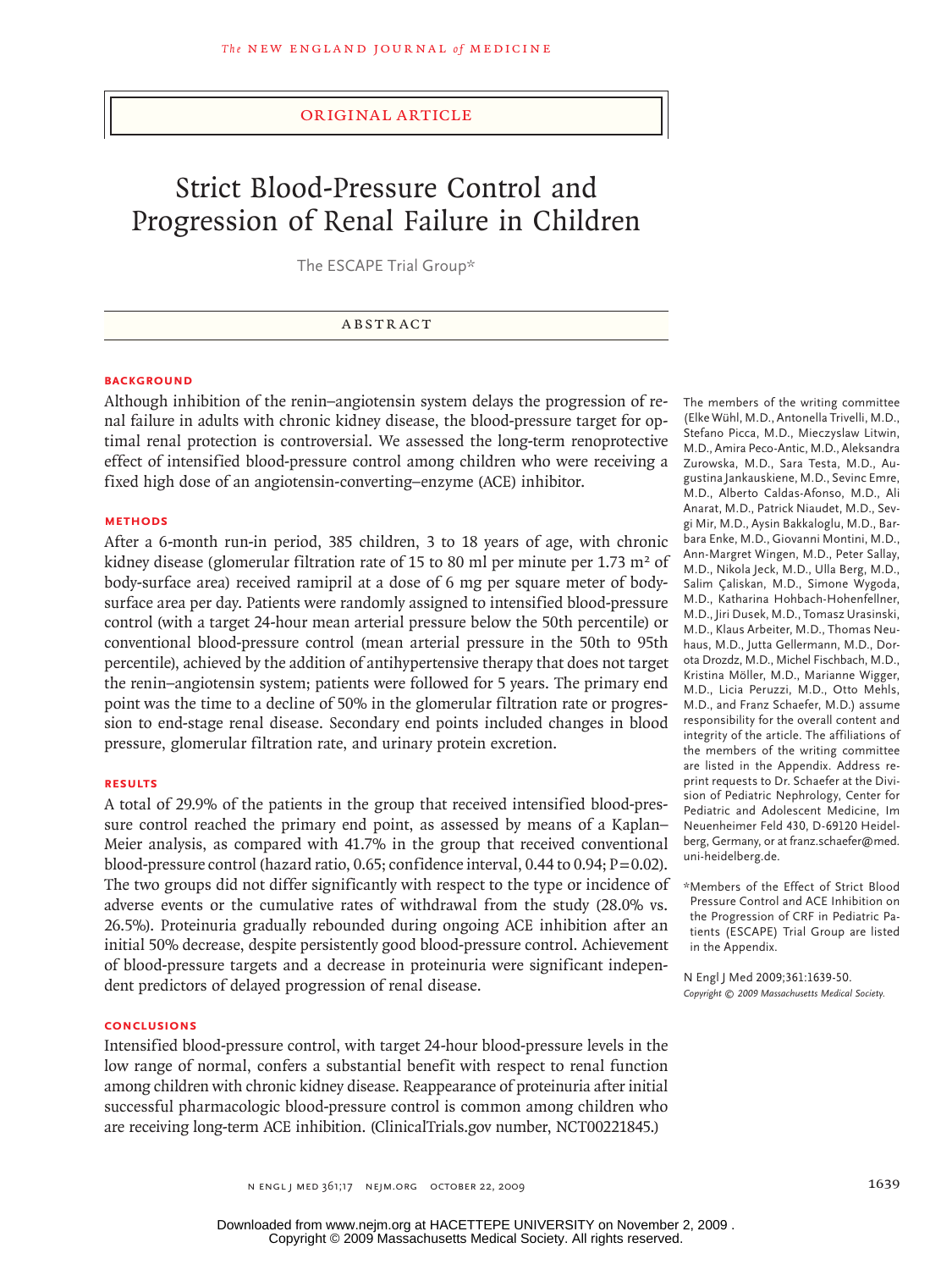ORIGINAL ARTICLE

# Strict Blood-Pressure Control and Progression of Renal Failure in Children

The ESCAPE Trial Group*

## ABSTRACT

### BACKGROUND

Although inhibition of the renin–angiotensin system delays the progression of renal failure in adults with chronic kidney disease, the blood-pressure target for optimal renal protection is controversial. We assessed the long-term renoprotective effect of intensified blood-pressure control among children who were receiving a fixed high dose of an angiotensin-converting–enzyme (ACE) inhibitor.

### METHODS

After a 6-month run-in period, 385 children, 3 to 18 years of age, with chronic kidney disease (glomerular filtration rate of 15 to 80 ml per minute per 1.73 m² of body-surface area) received ramipril at a dose of 6 mg per square meter of body-surface area per day. Patients were randomly assigned to intensified blood-pressure control (with a target 24-hour mean arterial pressure below the 50th percentile) or conventional blood-pressure control (mean arterial pressure in the 50th to 95th percentile), achieved by the addition of antihypertensive therapy that does not target the renin–angiotensin system; patients were followed for 5 years. The primary end point was the time to a decline of 50% in the glomerular filtration rate or progression to end-stage renal disease. Secondary end points included changes in blood pressure, glomerular filtration rate, and urinary protein excretion.

### RESULTS

A total of 29.9% of the patients in the group that received intensified blood-pressure control reached the primary end point, as assessed by means of a Kaplan–Meier analysis, as compared with 41.7% in the group that received conventional blood-pressure control (hazard ratio, 0.65; confidence interval, 0.44 to 0.94; P=0.02). The two groups did not differ significantly with respect to the type or incidence of adverse events or the cumulative rates of withdrawal from the study (28.0% vs. 26.5%). Proteinuria gradually rebounded during ongoing ACE inhibition after an initial 50% decrease, despite persistently good blood-pressure control. Achievement of blood-pressure targets and a decrease in proteinuria were significant independent predictors of delayed progression of renal disease.

### CONCLUSIONS

Intensified blood-pressure control, with target 24-hour blood-pressure levels in the low range of normal, confers a substantial benefit with respect to renal function among children with chronic kidney disease. Reappearance of proteinuria after initial successful pharmacologic blood-pressure control is common among children who are receiving long-term ACE inhibition. (ClinicalTrials.gov number, NCT00221845.)

The members of the writing committee (Elke Wühl, M.D., Antonella Trivelli, M.D., Stefano Picca, M.D., Mieczyslaw Litwin, M.D., Amira Peco-Antic, M.D., Aleksandra Zurowska, M.D., Sara Testa, M.D., Augustina Jankauskiene, M.D., Sevinc Emre, M.D., Alberto Caldas-Afonso, M.D., Ali Anarat, M.D., Patrick Niaudet, M.D., Sevgi Mir, M.D., Aysin Bakkaloglu, M.D., Barbara Enke, M.D., Giovanni Montini, M.D., Ann-Margret Wingen, M.D., Peter Sallay, M.D., Nikola Jeck, M.D., Ulla Berg, M.D., Salim Çaliskan, M.D., Simone Wygoda, M.D., Katharina Hohbach-Hohenfellner, M.D., Jiri Dusek, M.D., Tomasz Urasinski, M.D., Klaus Arbeiter, M.D., Thomas Neuhaus, M.D., Jutta Gellermann, M.D., Dorota Drozdz, M.D., Michel Fischbach, M.D., Kristina Möller, M.D., Marianne Wigger, M.D., Licia Peruzzi, M.D., Otto Mehls, M.D., and Franz Schaefer, M.D.) assume responsibility for the overall content and integrity of the article. The affiliations of the members of the writing committee are listed in the Appendix. Address reprint requests to Dr. Schaefer at the Division of Pediatric Nephrology, Center for Pediatric and Adolescent Medicine, Im Neuenheimer Feld 430, D-69120 Heidelberg, Germany, or at franz.schaefer@med.uni-heidelberg.de.

*Members of the Effect of Strict Blood Pressure Control and ACE Inhibition on the Progression of CRF in Pediatric Patients (ESCAPE) Trial Group are listed in the Appendix.

N Engl J Med 2009;361:1639-50.
*Copyright © 2009 Massachusetts Medical Society.*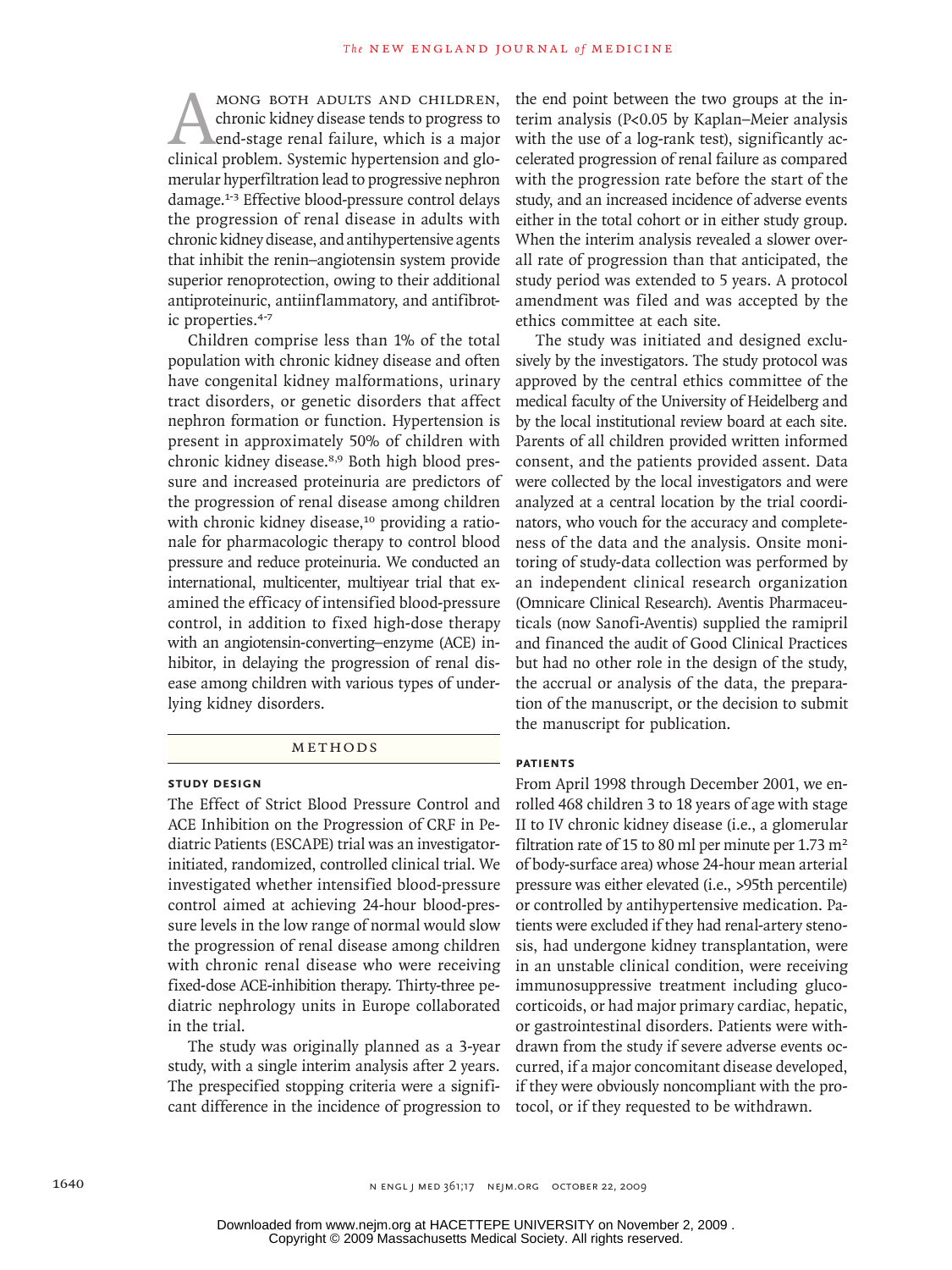Among both adults and children, chronic kidney disease tends to progress to end-stage renal failure, which is a major clinical problem. Systemic hypertension and glomerular hyperfiltration lead to progressive nephron damage.[1-3] Effective blood-pressure control delays the progression of renal disease in adults with chronic kidney disease, and antihypertensive agents that inhibit the renin–angiotensin system provide superior renoprotection, owing to their additional antiproteinuric, antiinflammatory, and antifibrotic properties.[4-7]

Children comprise less than 1% of the total population with chronic kidney disease and often have congenital kidney malformations, urinary tract disorders, or genetic disorders that affect nephron formation or function. Hypertension is present in approximately 50% of children with chronic kidney disease.[8,9] Both high blood pressure and increased proteinuria are predictors of the progression of renal disease among children with chronic kidney disease,[10] providing a rationale for pharmacologic therapy to control blood pressure and reduce proteinuria. We conducted an international, multicenter, multiyear trial that examined the efficacy of intensified blood-pressure control, in addition to fixed high-dose therapy with an angiotensin-converting–enzyme (ACE) inhibitor, in delaying the progression of renal disease among children with various types of underlying kidney disorders.

## Methods

### Study Design

The Effect of Strict Blood Pressure Control and ACE Inhibition on the Progression of CRF in Pediatric Patients (ESCAPE) trial was an investigator-initiated, randomized, controlled clinical trial. We investigated whether intensified blood-pressure control aimed at achieving 24-hour blood-pressure levels in the low range of normal would slow the progression of renal disease among children with chronic renal disease who were receiving fixed-dose ACE-inhibition therapy. Thirty-three pediatric nephrology units in Europe collaborated in the trial.

The study was originally planned as a 3-year study, with a single interim analysis after 2 years. The prespecified stopping criteria were a significant difference in the incidence of progression to the end point between the two groups at the interim analysis ($P<0.05$ by Kaplan–Meier analysis with the use of a log-rank test), significantly accelerated progression of renal failure as compared with the progression rate before the start of the study, and an increased incidence of adverse events either in the total cohort or in either study group. When the interim analysis revealed a slower overall rate of progression than that anticipated, the study period was extended to 5 years. A protocol amendment was filed and was accepted by the ethics committee at each site.

The study was initiated and designed exclusively by the investigators. The study protocol was approved by the central ethics committee of the medical faculty of the University of Heidelberg and by the local institutional review board at each site. Parents of all children provided written informed consent, and the patients provided assent. Data were collected by the local investigators and were analyzed at a central location by the trial coordinators, who vouch for the accuracy and completeness of the data and the analysis. Onsite monitoring of study-data collection was performed by an independent clinical research organization (Omnicare Clinical Research). Aventis Pharmaceuticals (now Sanofi-Aventis) supplied the ramipril and financed the audit of Good Clinical Practices but had no other role in the design of the study, the accrual or analysis of the data, the preparation of the manuscript, or the decision to submit the manuscript for publication.

### Patients

From April 1998 through December 2001, we enrolled 468 children 3 to 18 years of age with stage II to IV chronic kidney disease (i.e., a glomerular filtration rate of 15 to 80 ml per minute per 1.73 $m^2$ of body-surface area) whose 24-hour mean arterial pressure was either elevated (i.e., >95th percentile) or controlled by antihypertensive medication. Patients were excluded if they had renal-artery stenosis, had undergone kidney transplantation, were in an unstable clinical condition, were receiving immunosuppressive treatment including glucocorticoids, or had major primary cardiac, hepatic, or gastrointestinal disorders. Patients were withdrawn from the study if severe adverse events occurred, if a major concomitant disease developed, if they were obviously noncompliant with the protocol, or if they requested to be withdrawn.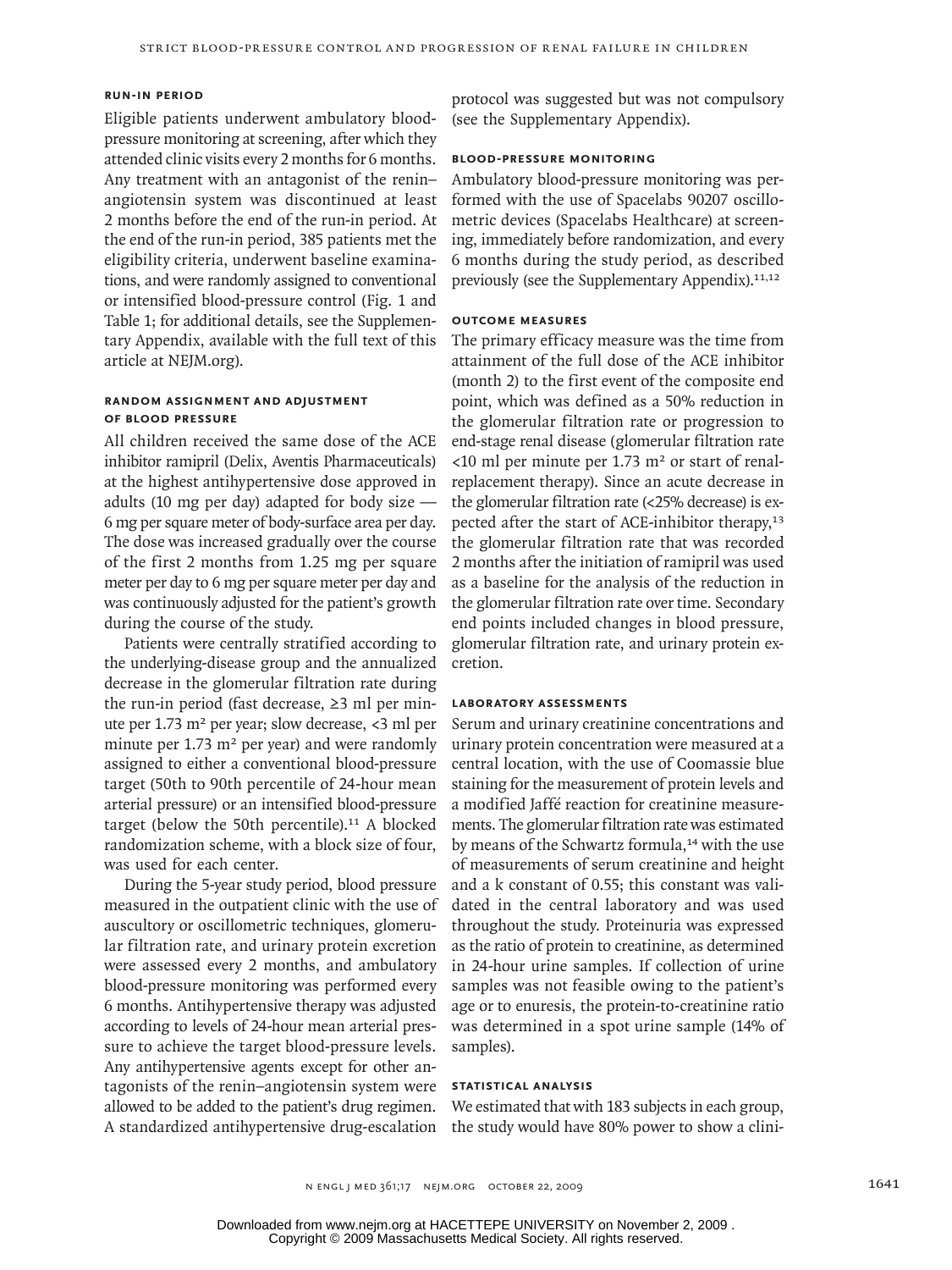### Run-in Period

Eligible patients underwent ambulatory blood-pressure monitoring at screening, after which they attended clinic visits every 2 months for 6 months. Any treatment with an antagonist of the renin–angiotensin system was discontinued at least 2 months before the end of the run-in period. At the end of the run-in period, 385 patients met the eligibility criteria, underwent baseline examinations, and were randomly assigned to conventional or intensified blood-pressure control (Fig. 1 and Table 1; for additional details, see the Supplementary Appendix, available with the full text of this article at NEJM.org).

### Random Assignment and Adjustment of Blood Pressure

All children received the same dose of the ACE inhibitor ramipril (Delix, Aventis Pharmaceuticals) at the highest antihypertensive dose approved in adults (10 mg per day) adapted for body size — 6 mg per square meter of body-surface area per day. The dose was increased gradually over the course of the first 2 months from 1.25 mg per square meter per day to 6 mg per square meter per day and was continuously adjusted for the patient's growth during the course of the study.

Patients were centrally stratified according to the underlying-disease group and the annualized decrease in the glomerular filtration rate during the run-in period (fast decrease, ≥3 ml per minute per 1.73 $m^2$ per year; slow decrease, <3 ml per minute per 1.73 $m^2$ per year) and were randomly assigned to either a conventional blood-pressure target (50th to 90th percentile of 24-hour mean arterial pressure) or an intensified blood-pressure target (below the 50th percentile).[11] A blocked randomization scheme, with a block size of four, was used for each center.

During the 5-year study period, blood pressure measured in the outpatient clinic with the use of auscultory or oscillometric techniques, glomerular filtration rate, and urinary protein excretion were assessed every 2 months, and ambulatory blood-pressure monitoring was performed every 6 months. Antihypertensive therapy was adjusted according to levels of 24-hour mean arterial pressure to achieve the target blood-pressure levels. Any antihypertensive agents except for other antagonists of the renin–angiotensin system were allowed to be added to the patient's drug regimen. A standardized antihypertensive drug-escalation protocol was suggested but was not compulsory (see the Supplementary Appendix).

### Blood-Pressure Monitoring

Ambulatory blood-pressure monitoring was performed with the use of Spacelabs 90207 oscillometric devices (Spacelabs Healthcare) at screening, immediately before randomization, and every 6 months during the study period, as described previously (see the Supplementary Appendix).[11,12]

### Outcome Measures

The primary efficacy measure was the time from attainment of the full dose of the ACE inhibitor (month 2) to the first event of the composite end point, which was defined as a 50% reduction in the glomerular filtration rate or progression to end-stage renal disease (glomerular filtration rate <10 ml per minute per 1.73 $m^2$ or start of renal-replacement therapy). Since an acute decrease in the glomerular filtration rate (<25% decrease) is expected after the start of ACE-inhibitor therapy,[13] the glomerular filtration rate that was recorded 2 months after the initiation of ramipril was used as a baseline for the analysis of the reduction in the glomerular filtration rate over time. Secondary end points included changes in blood pressure, glomerular filtration rate, and urinary protein excretion.

### Laboratory Assessments

Serum and urinary creatinine concentrations and urinary protein concentration were measured at a central location, with the use of Coomassie blue staining for the measurement of protein levels and a modified Jaffé reaction for creatinine measurements. The glomerular filtration rate was estimated by means of the Schwartz formula,[14] with the use of measurements of serum creatinine and height and a k constant of 0.55; this constant was validated in the central laboratory and was used throughout the study. Proteinuria was expressed as the ratio of protein to creatinine, as determined in 24-hour urine samples. If collection of urine samples was not feasible owing to the patient's age or to enuresis, the protein-to-creatinine ratio was determined in a spot urine sample (14% of samples).

### Statistical Analysis

We estimated that with 183 subjects in each group, the study would have 80% power to show a clini-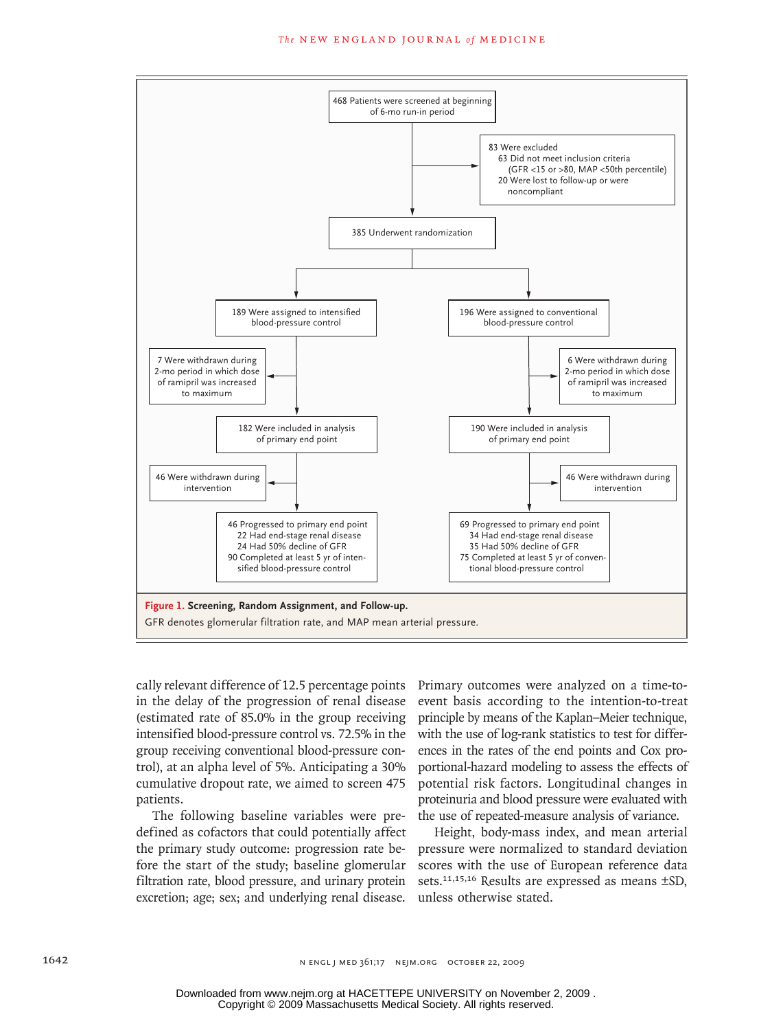468 Patients were screened at beginning of 6-mo run-in period

83 Were excluded
- 63 Did not meet inclusion criteria (GFR <15 or >80, MAP <50th percentile)
- 20 Were lost to follow-up or were noncompliant

385 Underwent randomization

| Intensified blood-pressure control | Conventional blood-pressure control |
|---|---|
| 189 Were assigned to intensified blood-pressure control | 196 Were assigned to conventional blood-pressure control |
| 7 Were withdrawn during 2-mo period in which dose of ramipril was increased to maximum | 6 Were withdrawn during 2-mo period in which dose of ramipril was increased to maximum |
| 182 Were included in analysis of primary end point | 190 Were included in analysis of primary end point |
| 46 Were withdrawn during intervention | 46 Were withdrawn during intervention |
| 46 Progressed to primary end point; 22 Had end-stage renal disease; 24 Had 50% decline of GFR; 90 Completed at least 5 yr of intensified blood-pressure control | 69 Progressed to primary end point; 34 Had end-stage renal disease; 35 Had 50% decline of GFR; 75 Completed at least 5 yr of conventional blood-pressure control |

**Figure 1. Screening, Random Assignment, and Follow-up.**
GFR denotes glomerular filtration rate, and MAP mean arterial pressure.

cally relevant difference of 12.5 percentage points in the delay of the progression of renal disease (estimated rate of 85.0% in the group receiving intensified blood-pressure control vs. 72.5% in the group receiving conventional blood-pressure control), at an alpha level of 5%. Anticipating a 30% cumulative dropout rate, we aimed to screen 475 patients.

The following baseline variables were predefined as cofactors that could potentially affect the primary study outcome: progression rate before the start of the study; baseline glomerular filtration rate, blood pressure, and urinary protein excretion; age; sex; and underlying renal disease. Primary outcomes were analyzed on a time-to-event basis according to the intention-to-treat principle by means of the Kaplan–Meier technique, with the use of log-rank statistics to test for differences in the rates of the end points and Cox proportional-hazard modeling to assess the effects of potential risk factors. Longitudinal changes in proteinuria and blood pressure were evaluated with the use of repeated-measure analysis of variance.

Height, body-mass index, and mean arterial pressure were normalized to standard deviation scores with the use of European reference data sets.[11,15,16] Results are expressed as means ±SD, unless otherwise stated.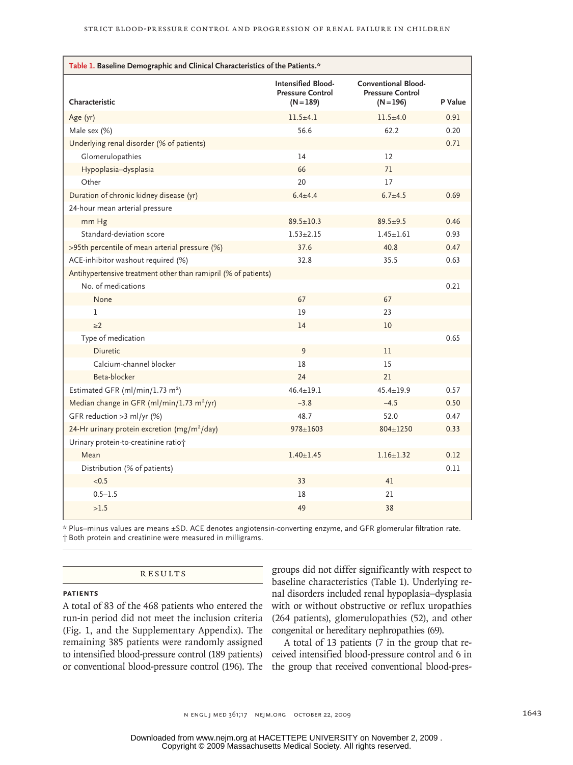**Table 1. Baseline Demographic and Clinical Characteristics of the Patients.***

| Characteristic | Intensified Blood-Pressure Control (N=189) | Conventional Blood-Pressure Control (N=196) | P Value |
|---|---|---|---|
| Age (yr) | 11.5±4.1 | 11.5±4.0 | 0.91 |
| Male sex (%) | 56.6 | 62.2 | 0.20 |
| Underlying renal disorder (% of patients) | | | 0.71 |
| Glomerulopathies | 14 | 12 | |
| Hypoplasia–dysplasia | 66 | 71 | |
| Other | 20 | 17 | |
| Duration of chronic kidney disease (yr) | 6.4±4.4 | 6.7±4.5 | 0.69 |
| 24-hour mean arterial pressure | | | |
| mm Hg | 89.5±10.3 | 89.5±9.5 | 0.46 |
| Standard-deviation score | 1.53±2.15 | 1.45±1.61 | 0.93 |
| >95th percentile of mean arterial pressure (%) | 37.6 | 40.8 | 0.47 |
| ACE-inhibitor washout required (%) | 32.8 | 35.5 | 0.63 |
| Antihypertensive treatment other than ramipril (% of patients) | | | |
| No. of medications | | | 0.21 |
| None | 67 | 67 | |
| 1 | 19 | 23 | |
| ≥2 | 14 | 10 | |
| Type of medication | | | 0.65 |
| Diuretic | 9 | 11 | |
| Calcium-channel blocker | 18 | 15 | |
| Beta-blocker | 24 | 21 | |
| Estimated GFR (ml/min/1.73 m²) | 46.4±19.1 | 45.4±19.9 | 0.57 |
| Median change in GFR (ml/min/1.73 m²/yr) | −3.8 | −4.5 | 0.50 |
| GFR reduction >3 ml/yr (%) | 48.7 | 52.0 | 0.47 |
| 24-Hr urinary protein excretion (mg/m²/day) | 978±1603 | 804±1250 | 0.33 |
| Urinary protein-to-creatinine ratio† | | | |
| Mean | 1.40±1.45 | 1.16±1.32 | 0.12 |
| Distribution (% of patients) | | | 0.11 |
| <0.5 | 33 | 41 | |
| 0.5–1.5 | 18 | 21 | |
| >1.5 | 49 | 38 | |

\* Plus–minus values are means ±SD. ACE denotes angiotensin-converting enzyme, and GFR glomerular filtration rate.
† Both protein and creatinine were measured in milligrams.

## RESULTS

### PATIENTS

A total of 83 of the 468 patients who entered the run-in period did not meet the inclusion criteria (Fig. 1, and the Supplementary Appendix). The remaining 385 patients were randomly assigned to intensified blood-pressure control (189 patients) or conventional blood-pressure control (196). The groups did not differ significantly with respect to baseline characteristics (Table 1). Underlying renal disorders included renal hypoplasia–dysplasia with or without obstructive or reflux uropathies (264 patients), glomerulopathies (52), and other congenital or hereditary nephropathies (69).

A total of 13 patients (7 in the group that received intensified blood-pressure control and 6 in the group that received conventional blood-pres-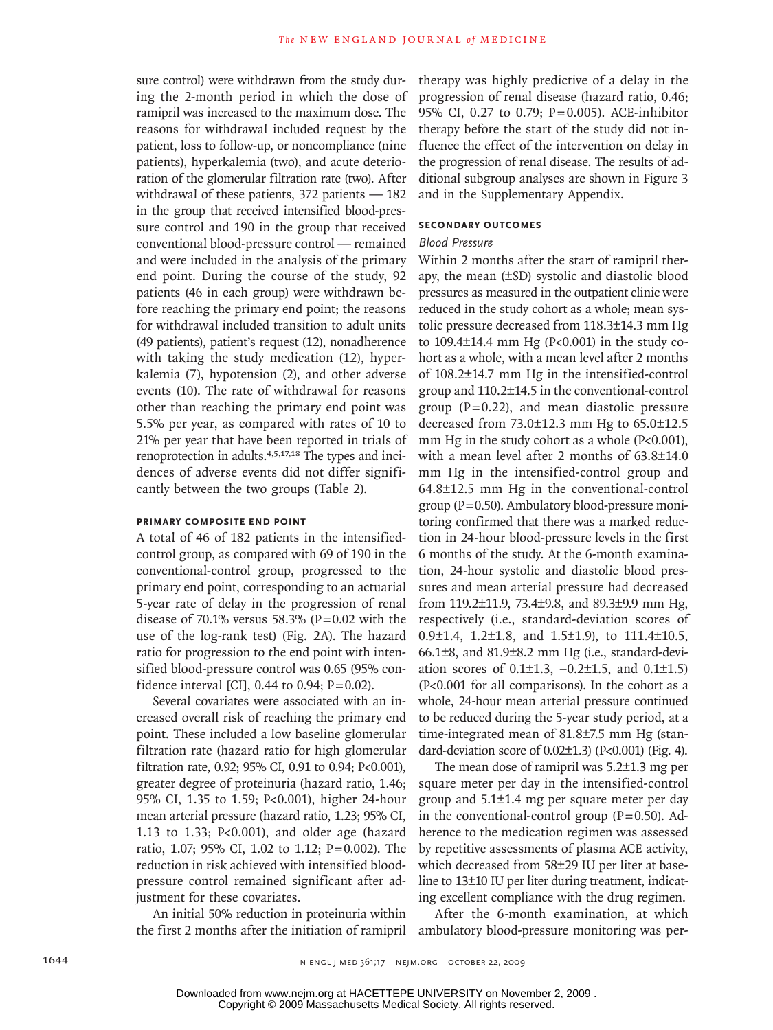sure control) were withdrawn from the study during the 2-month period in which the dose of ramipril was increased to the maximum dose. The reasons for withdrawal included request by the patient, loss to follow-up, or noncompliance (nine patients), hyperkalemia (two), and acute deterioration of the glomerular filtration rate (two). After withdrawal of these patients, 372 patients — 182 in the group that received intensified blood-pressure control and 190 in the group that received conventional blood-pressure control — remained and were included in the analysis of the primary end point. During the course of the study, 92 patients (46 in each group) were withdrawn before reaching the primary end point; the reasons for withdrawal included transition to adult units (49 patients), patient's request (12), nonadherence with taking the study medication (12), hyperkalemia (7), hypotension (2), and other adverse events (10). The rate of withdrawal for reasons other than reaching the primary end point was 5.5% per year, as compared with rates of 10 to 21% per year that have been reported in trials of renoprotection in adults.[4,5,17,18] The types and incidences of adverse events did not differ significantly between the two groups (Table 2).

### PRIMARY COMPOSITE END POINT

A total of 46 of 182 patients in the intensified-control group, as compared with 69 of 190 in the conventional-control group, progressed to the primary end point, corresponding to an actuarial 5-year rate of delay in the progression of renal disease of 70.1% versus 58.3% (P=0.02 with the use of the log-rank test) (Fig. 2A). The hazard ratio for progression to the end point with intensified blood-pressure control was 0.65 (95% confidence interval [CI], 0.44 to 0.94; P=0.02).

Several covariates were associated with an increased overall risk of reaching the primary end point. These included a low baseline glomerular filtration rate (hazard ratio for high glomerular filtration rate, 0.92; 95% CI, 0.91 to 0.94; P<0.001), greater degree of proteinuria (hazard ratio, 1.46; 95% CI, 1.35 to 1.59; P<0.001), higher 24-hour mean arterial pressure (hazard ratio, 1.23; 95% CI, 1.13 to 1.33; P<0.001), and older age (hazard ratio, 1.07; 95% CI, 1.02 to 1.12; P=0.002). The reduction in risk achieved with intensified blood-pressure control remained significant after adjustment for these covariates.

An initial 50% reduction in proteinuria within the first 2 months after the initiation of ramipril therapy was highly predictive of a delay in the progression of renal disease (hazard ratio, 0.46; 95% CI, 0.27 to 0.79; P=0.005). ACE-inhibitor therapy before the start of the study did not influence the effect of the intervention on delay in the progression of renal disease. The results of additional subgroup analyses are shown in Figure 3 and in the Supplementary Appendix.

### SECONDARY OUTCOMES

*Blood Pressure*

Within 2 months after the start of ramipril therapy, the mean (±SD) systolic and diastolic blood pressures as measured in the outpatient clinic were reduced in the study cohort as a whole; mean systolic pressure decreased from 118.3±14.3 mm Hg to 109.4±14.4 mm Hg (P<0.001) in the study cohort as a whole, with a mean level after 2 months of 108.2±14.7 mm Hg in the intensified-control group and 110.2±14.5 in the conventional-control group (P=0.22), and mean diastolic pressure decreased from 73.0±12.3 mm Hg to 65.0±12.5 mm Hg in the study cohort as a whole (P<0.001), with a mean level after 2 months of 63.8±14.0 mm Hg in the intensified-control group and 64.8±12.5 mm Hg in the conventional-control group (P=0.50). Ambulatory blood-pressure monitoring confirmed that there was a marked reduction in 24-hour blood-pressure levels in the first 6 months of the study. At the 6-month examination, 24-hour systolic and diastolic blood pressures and mean arterial pressure had decreased from 119.2±11.9, 73.4±9.8, and 89.3±9.9 mm Hg, respectively (i.e., standard-deviation scores of 0.9±1.4, 1.2±1.8, and 1.5±1.9), to 111.4±10.5, 66.1±8, and 81.9±8.2 mm Hg (i.e., standard-deviation scores of 0.1±1.3, −0.2±1.5, and 0.1±1.5) (P<0.001 for all comparisons). In the cohort as a whole, 24-hour mean arterial pressure continued to be reduced during the 5-year study period, at a time-integrated mean of 81.8±7.5 mm Hg (standard-deviation score of 0.02±1.3) (P<0.001) (Fig. 4).

The mean dose of ramipril was 5.2±1.3 mg per square meter per day in the intensified-control group and 5.1±1.4 mg per square meter per day in the conventional-control group (P=0.50). Adherence to the medication regimen was assessed by repetitive assessments of plasma ACE activity, which decreased from 58±29 IU per liter at baseline to 13±10 IU per liter during treatment, indicating excellent compliance with the drug regimen.

After the 6-month examination, at which ambulatory blood-pressure monitoring was per-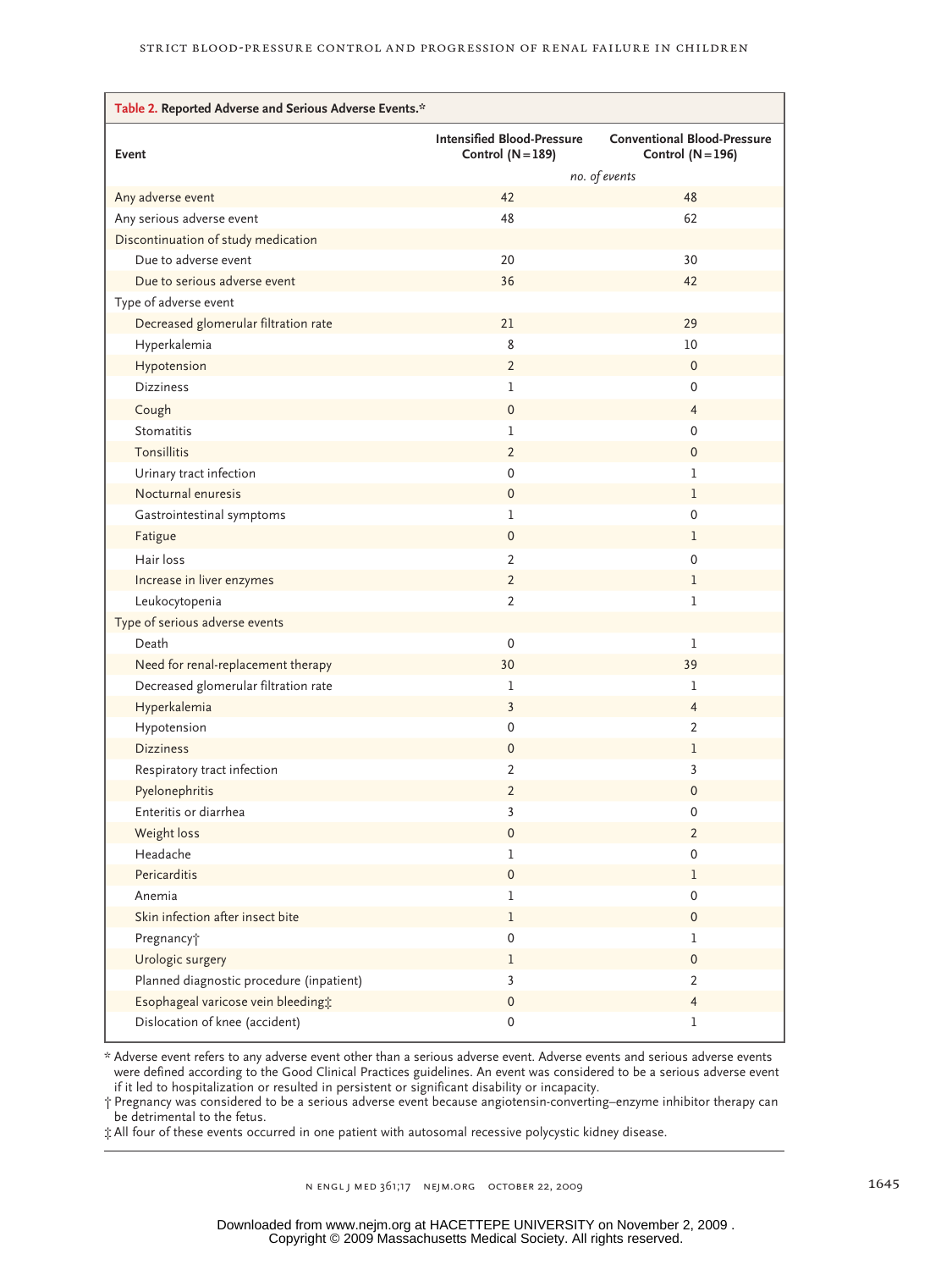**Table 2. Reported Adverse and Serious Adverse Events.***

| Event | Intensified Blood-Pressure Control (N=189) | Conventional Blood-Pressure Control (N=196) |
|---|---|---|
| | *no. of events* | |
| Any adverse event | 42 | 48 |
| Any serious adverse event | 48 | 62 |
| Discontinuation of study medication | | |
| Due to adverse event | 20 | 30 |
| Due to serious adverse event | 36 | 42 |
| Type of adverse event | | |
| Decreased glomerular filtration rate | 21 | 29 |
| Hyperkalemia | 8 | 10 |
| Hypotension | 2 | 0 |
| Dizziness | 1 | 0 |
| Cough | 0 | 4 |
| Stomatitis | 1 | 0 |
| Tonsillitis | 2 | 0 |
| Urinary tract infection | 0 | 1 |
| Nocturnal enuresis | 0 | 1 |
| Gastrointestinal symptoms | 1 | 0 |
| Fatigue | 0 | 1 |
| Hair loss | 2 | 0 |
| Increase in liver enzymes | 2 | 1 |
| Leukocytopenia | 2 | 1 |
| Type of serious adverse events | | |
| Death | 0 | 1 |
| Need for renal-replacement therapy | 30 | 39 |
| Decreased glomerular filtration rate | 1 | 1 |
| Hyperkalemia | 3 | 4 |
| Hypotension | 0 | 2 |
| Dizziness | 0 | 1 |
| Respiratory tract infection | 2 | 3 |
| Pyelonephritis | 2 | 0 |
| Enteritis or diarrhea | 3 | 0 |
| Weight loss | 0 | 2 |
| Headache | 1 | 0 |
| Pericarditis | 0 | 1 |
| Anemia | 1 | 0 |
| Skin infection after insect bite | 1 | 0 |
| Pregnancy† | 0 | 1 |
| Urologic surgery | 1 | 0 |
| Planned diagnostic procedure (inpatient) | 3 | 2 |
| Esophageal varicose vein bleeding‡ | 0 | 4 |
| Dislocation of knee (accident) | 0 | 1 |

\* Adverse event refers to any adverse event other than a serious adverse event. Adverse events and serious adverse events were defined according to the Good Clinical Practices guidelines. An event was considered to be a serious adverse event if it led to hospitalization or resulted in persistent or significant disability or incapacity.

† Pregnancy was considered to be a serious adverse event because angiotensin-converting–enzyme inhibitor therapy can be detrimental to the fetus.

‡ All four of these events occurred in one patient with autosomal recessive polycystic kidney disease.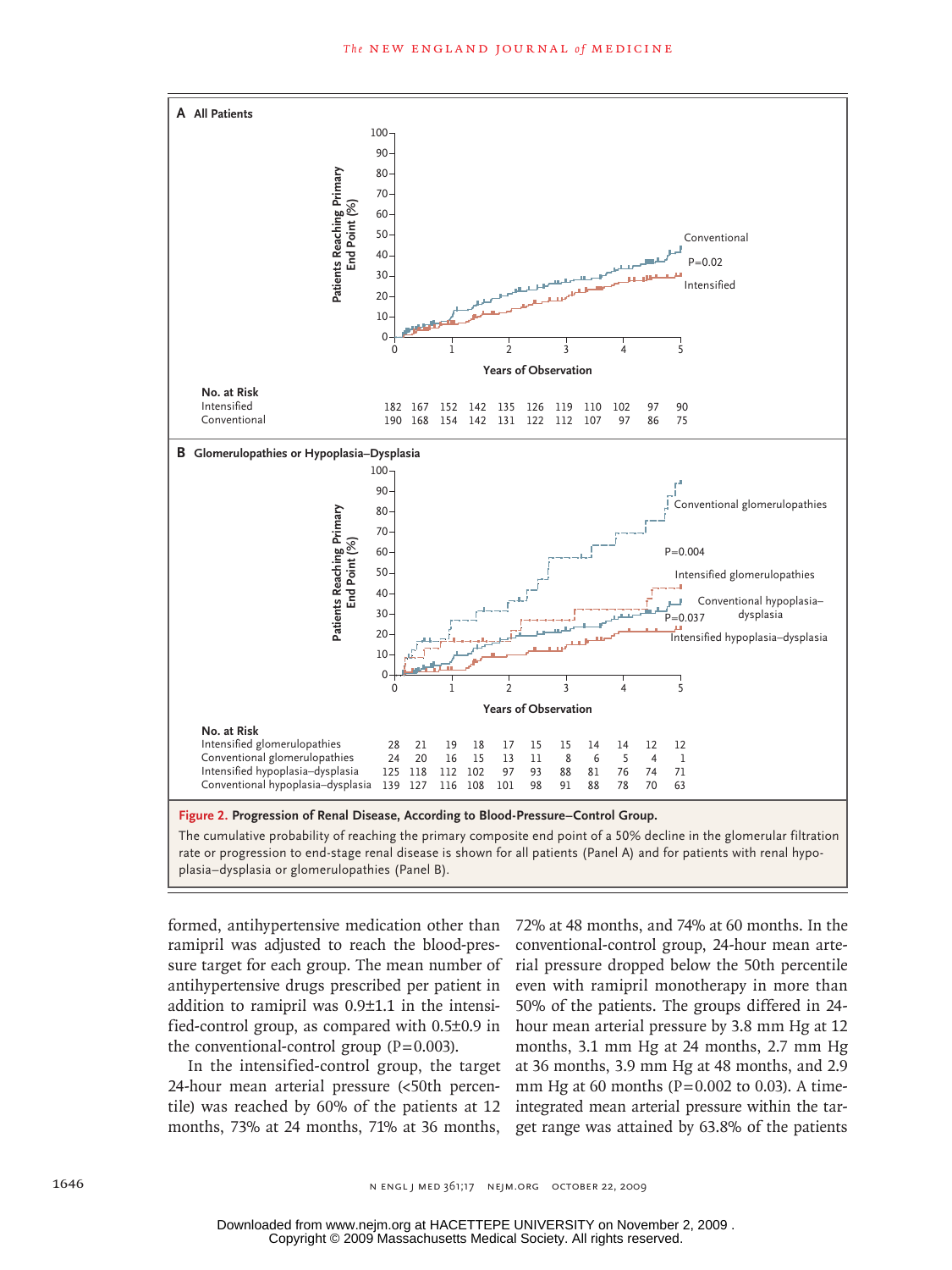**A All Patients**

**No. at Risk**

| | 0 | | 1 | | 2 | | 3 | | 4 | | 5 |
|---|---|---|---|---|---|---|---|---|---|---|---|
| Intensified | 182 | 167 | 152 | 142 | 135 | 126 | 119 | 110 | 102 | 97 | 90 |
| Conventional | 190 | 168 | 154 | 142 | 131 | 122 | 112 | 107 | 97 | 86 | 75 |

**B Glomerulopathies or Hypoplasia–Dysplasia**

**No. at Risk**

| | 0 | | 1 | | 2 | | 3 | | 4 | | 5 |
|---|---|---|---|---|---|---|---|---|---|---|---|
| Intensified glomerulopathies | 28 | 21 | 19 | 18 | 17 | 15 | 15 | 14 | 14 | 12 | 12 |
| Conventional glomerulopathies | 24 | 20 | 16 | 15 | 13 | 11 | 8 | 6 | 5 | 4 | 1 |
| Intensified hypoplasia–dysplasia | 125 | 118 | 112 | 102 | 97 | 93 | 88 | 81 | 76 | 74 | 71 |
| Conventional hypoplasia–dysplasia | 139 | 127 | 116 | 108 | 101 | 98 | 91 | 88 | 78 | 70 | 63 |

**Figure 2. Progression of Renal Disease, According to Blood-Pressure–Control Group.**

The cumulative probability of reaching the primary composite end point of a 50% decline in the glomerular filtration rate or progression to end-stage renal disease is shown for all patients (Panel A) and for patients with renal hypoplasia–dysplasia or glomerulopathies (Panel B).

formed, antihypertensive medication other than ramipril was adjusted to reach the blood-pressure target for each group. The mean number of antihypertensive drugs prescribed per patient in addition to ramipril was 0.9±1.1 in the intensified-control group, as compared with 0.5±0.9 in the conventional-control group (P=0.003).

In the intensified-control group, the target 24-hour mean arterial pressure (<50th percentile) was reached by 60% of the patients at 12 months, 73% at 24 months, 71% at 36 months, 72% at 48 months, and 74% at 60 months. In the conventional-control group, 24-hour mean arterial pressure dropped below the 50th percentile even with ramipril monotherapy in more than 50% of the patients. The groups differed in 24-hour mean arterial pressure by 3.8 mm Hg at 12 months, 3.1 mm Hg at 24 months, 2.7 mm Hg at 36 months, 3.9 mm Hg at 48 months, and 2.9 mm Hg at 60 months (P=0.002 to 0.03). A time-integrated mean arterial pressure within the target range was attained by 63.8% of the patients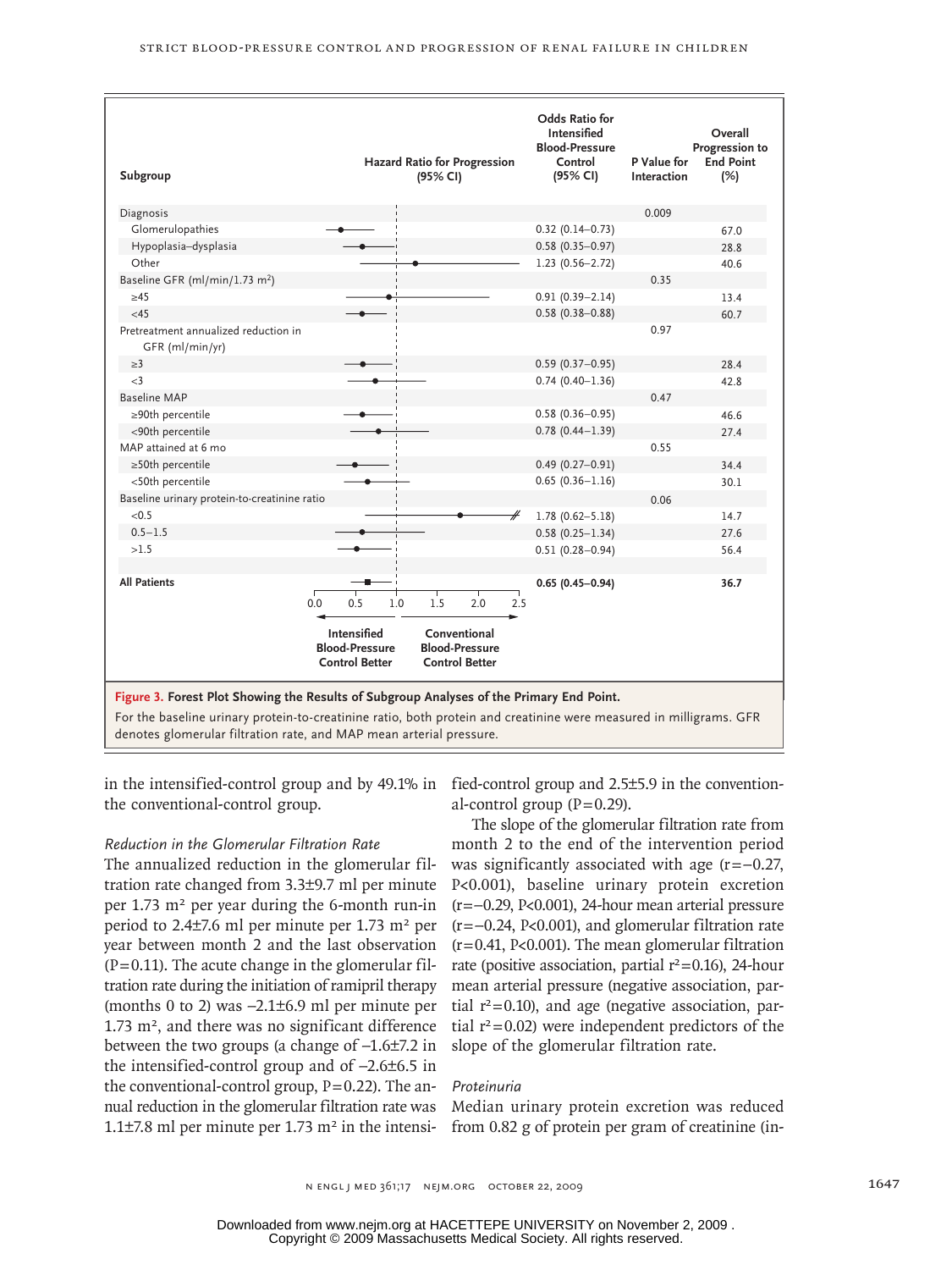| Subgroup | Odds Ratio for Intensified Blood-Pressure Control (95% CI) | P Value for Interaction | Overall Progression to End Point (%) |
|---|---|---|---|
| Diagnosis | | 0.009 | |
| Glomerulopathies | 0.32 (0.14–0.73) | | 67.0 |
| Hypoplasia–dysplasia | 0.58 (0.35–0.97) | | 28.8 |
| Other | 1.23 (0.56–2.72) | | 40.6 |
| Baseline GFR (ml/min/1.73 m²) | | 0.35 | |
| ≥45 | 0.91 (0.39–2.14) | | 13.4 |
| <45 | 0.58 (0.38–0.88) | | 60.7 |
| Pretreatment annualized reduction in GFR (ml/min/yr) | | 0.97 | |
| ≥3 | 0.59 (0.37–0.95) | | 28.4 |
| <3 | 0.74 (0.40–1.36) | | 42.8 |
| Baseline MAP | | 0.47 | |
| ≥90th percentile | 0.58 (0.36–0.95) | | 46.6 |
| <90th percentile | 0.78 (0.44–1.39) | | 27.4 |
| MAP attained at 6 mo | | 0.55 | |
| ≥50th percentile | 0.49 (0.27–0.91) | | 34.4 |
| <50th percentile | 0.65 (0.36–1.16) | | 30.1 |
| Baseline urinary protein-to-creatinine ratio | | 0.06 | |
| <0.5 | 1.78 (0.62–5.18) | | 14.7 |
| 0.5–1.5 | 0.58 (0.25–1.34) | | 27.6 |
| >1.5 | 0.51 (0.28–0.94) | | 56.4 |
| **All Patients** | **0.65 (0.45–0.94)** | | **36.7** |

Hazard Ratio for Progression (95% CI): axis 0.0 to 2.5; left: Intensified Blood-Pressure Control Better; right: Conventional Blood-Pressure Control Better.

**Figure 3. Forest Plot Showing the Results of Subgroup Analyses of the Primary End Point.**

For the baseline urinary protein-to-creatinine ratio, both protein and creatinine were measured in milligrams. GFR denotes glomerular filtration rate, and MAP mean arterial pressure.

in the intensified-control group and by 49.1% in the conventional-control group.

*Reduction in the Glomerular Filtration Rate*

The annualized reduction in the glomerular filtration rate changed from 3.3±9.7 ml per minute per 1.73 m² per year during the 6-month run-in period to 2.4±7.6 ml per minute per 1.73 m² per year between month 2 and the last observation (P=0.11). The acute change in the glomerular filtration rate during the initiation of ramipril therapy (months 0 to 2) was –2.1±6.9 ml per minute per 1.73 m², and there was no significant difference between the two groups (a change of –1.6±7.2 in the intensified-control group and of –2.6±6.5 in the conventional-control group, P=0.22). The annual reduction in the glomerular filtration rate was 1.1±7.8 ml per minute per 1.73 m² in the intensified-control group and 2.5±5.9 in the conventional-control group (P=0.29).

The slope of the glomerular filtration rate from month 2 to the end of the intervention period was significantly associated with age (r=−0.27, P<0.001), baseline urinary protein excretion (r=−0.29, P<0.001), 24-hour mean arterial pressure (r=−0.24, P<0.001), and glomerular filtration rate (r=0.41, P<0.001). The mean glomerular filtration rate (positive association, partial $r^2$=0.16), 24-hour mean arterial pressure (negative association, partial $r^2$=0.10), and age (negative association, partial $r^2$=0.02) were independent predictors of the slope of the glomerular filtration rate.

*Proteinuria*

Median urinary protein excretion was reduced from 0.82 g of protein per gram of creatinine (in-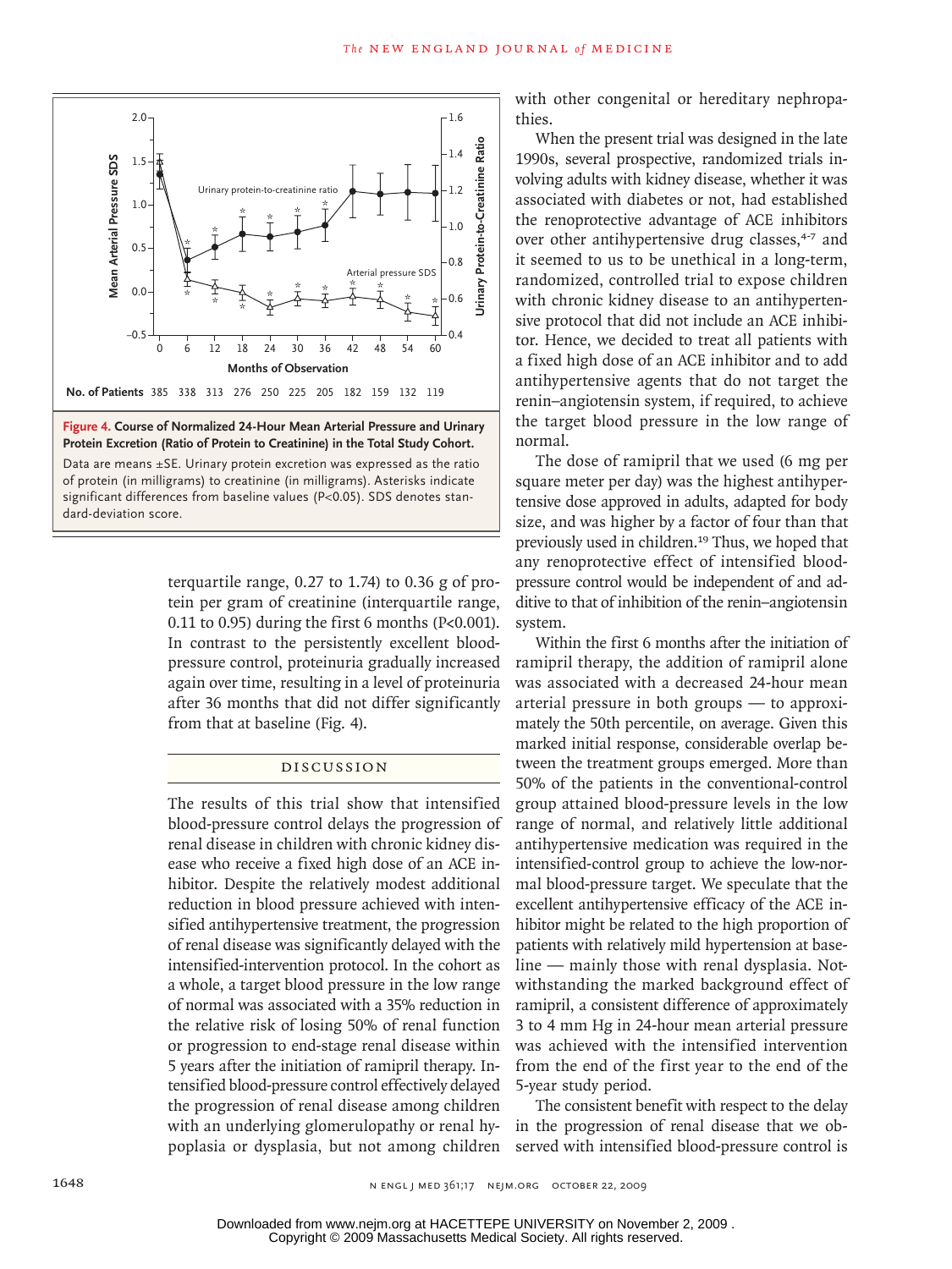**Figure 4. Course of Normalized 24-Hour Mean Arterial Pressure and Urinary Protein Excretion (Ratio of Protein to Creatinine) in the Total Study Cohort.**

Data are means ±SE. Urinary protein excretion was expressed as the ratio of protein (in milligrams) to creatinine (in milligrams). Asterisks indicate significant differences from baseline values (P<0.05). SDS denotes standard-deviation score.

terquartile range, 0.27 to 1.74) to 0.36 g of protein per gram of creatinine (interquartile range, 0.11 to 0.95) during the first 6 months (P<0.001). In contrast to the persistently excellent blood-pressure control, proteinuria gradually increased again over time, resulting in a level of proteinuria after 36 months that did not differ significantly from that at baseline (Fig. 4).

## Discussion

The results of this trial show that intensified blood-pressure control delays the progression of renal disease in children with chronic kidney disease who receive a fixed high dose of an ACE inhibitor. Despite the relatively modest additional reduction in blood pressure achieved with intensified antihypertensive treatment, the progression of renal disease was significantly delayed with the intensified-intervention protocol. In the cohort as a whole, a target blood pressure in the low range of normal was associated with a 35% reduction in the relative risk of losing 50% of renal function or progression to end-stage renal disease within 5 years after the initiation of ramipril therapy. Intensified blood-pressure control effectively delayed the progression of renal disease among children with an underlying glomerulopathy or renal hypoplasia or dysplasia, but not among children with other congenital or hereditary nephropathies.

When the present trial was designed in the late 1990s, several prospective, randomized trials involving adults with kidney disease, whether it was associated with diabetes or not, had established the renoprotective advantage of ACE inhibitors over other antihypertensive drug classes,[4-7] and it seemed to us to be unethical in a long-term, randomized, controlled trial to expose children with chronic kidney disease to an antihypertensive protocol that did not include an ACE inhibitor. Hence, we decided to treat all patients with a fixed high dose of an ACE inhibitor and to add antihypertensive agents that do not target the renin–angiotensin system, if required, to achieve the target blood pressure in the low range of normal.

The dose of ramipril that we used (6 mg per square meter per day) was the highest antihypertensive dose approved in adults, adapted for body size, and was higher by a factor of four than that previously used in children.[19] Thus, we hoped that any renoprotective effect of intensified blood-pressure control would be independent of and additive to that of inhibition of the renin–angiotensin system.

Within the first 6 months after the initiation of ramipril therapy, the addition of ramipril alone was associated with a decreased 24-hour mean arterial pressure in both groups — to approximately the 50th percentile, on average. Given this marked initial response, considerable overlap between the treatment groups emerged. More than 50% of the patients in the conventional-control group attained blood-pressure levels in the low range of normal, and relatively little additional antihypertensive medication was required in the intensified-control group to achieve the low-normal blood-pressure target. We speculate that the excellent antihypertensive efficacy of the ACE inhibitor might be related to the high proportion of patients with relatively mild hypertension at baseline — mainly those with renal dysplasia. Notwithstanding the marked background effect of ramipril, a consistent difference of approximately 3 to 4 mm Hg in 24-hour mean arterial pressure was achieved with the intensified intervention from the end of the first year to the end of the 5-year study period.

The consistent benefit with respect to the delay in the progression of renal disease that we observed with intensified blood-pressure control is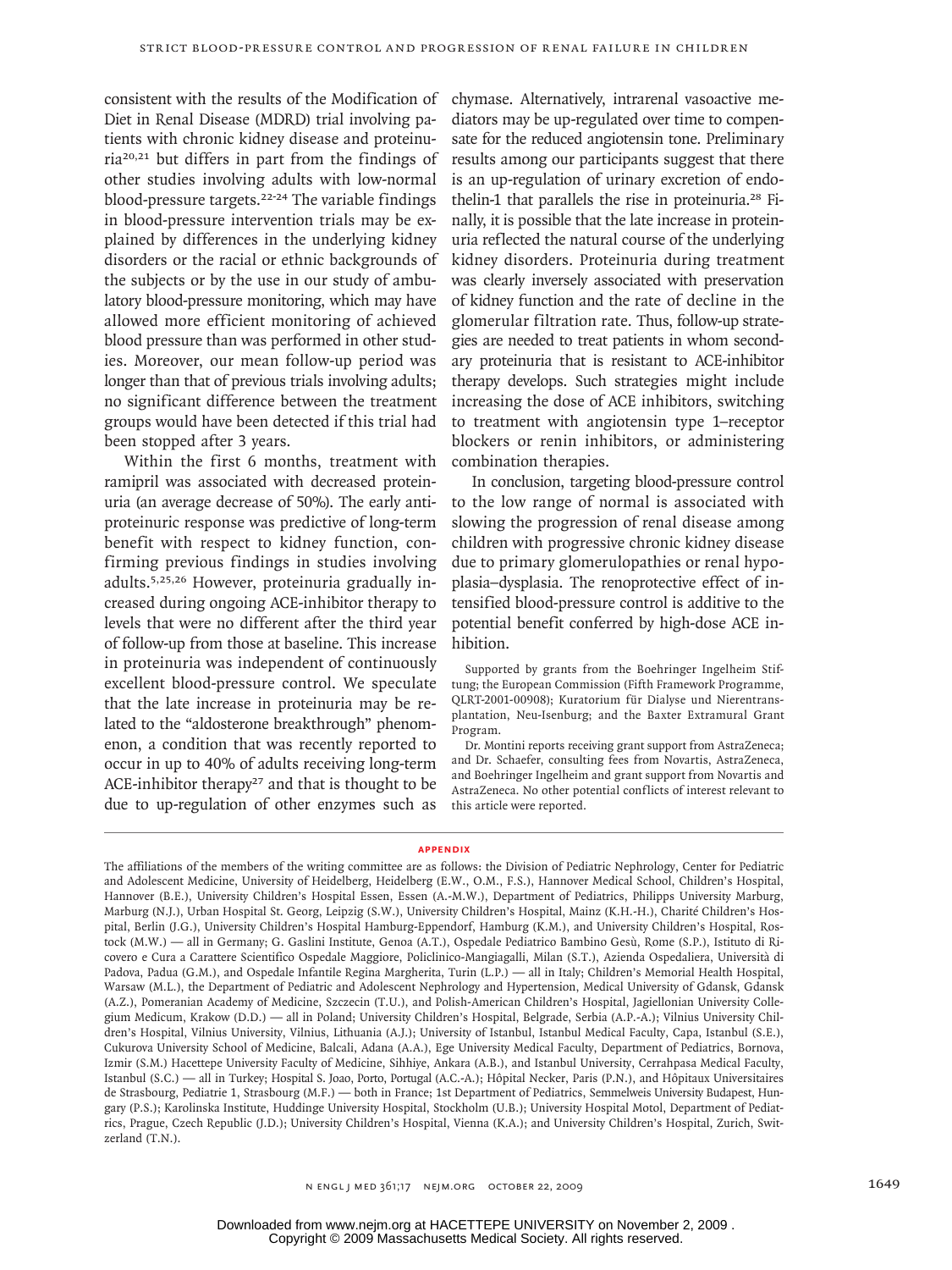consistent with the results of the Modification of Diet in Renal Disease (MDRD) trial involving patients with chronic kidney disease and proteinuria[20,21] but differs in part from the findings of other studies involving adults with low-normal blood-pressure targets.[22-24] The variable findings in blood-pressure intervention trials may be explained by differences in the underlying kidney disorders or the racial or ethnic backgrounds of the subjects or by the use in our study of ambulatory blood-pressure monitoring, which may have allowed more efficient monitoring of achieved blood pressure than was performed in other studies. Moreover, our mean follow-up period was longer than that of previous trials involving adults; no significant difference between the treatment groups would have been detected if this trial had been stopped after 3 years.

Within the first 6 months, treatment with ramipril was associated with decreased proteinuria (an average decrease of 50%). The early antiproteinuric response was predictive of long-term benefit with respect to kidney function, confirming previous findings in studies involving adults.[5,25,26] However, proteinuria gradually increased during ongoing ACE-inhibitor therapy to levels that were no different after the third year of follow-up from those at baseline. This increase in proteinuria was independent of continuously excellent blood-pressure control. We speculate that the late increase in proteinuria may be related to the "aldosterone breakthrough" phenomenon, a condition that was recently reported to occur in up to 40% of adults receiving long-term ACE-inhibitor therapy[27] and that is thought to be due to up-regulation of other enzymes such as chymase. Alternatively, intrarenal vasoactive mediators may be up-regulated over time to compensate for the reduced angiotensin tone. Preliminary results among our participants suggest that there is an up-regulation of urinary excretion of endothelin-1 that parallels the rise in proteinuria.[28] Finally, it is possible that the late increase in proteinuria reflected the natural course of the underlying kidney disorders. Proteinuria during treatment was clearly inversely associated with preservation of kidney function and the rate of decline in the glomerular filtration rate. Thus, follow-up strategies are needed to treat patients in whom secondary proteinuria that is resistant to ACE-inhibitor therapy develops. Such strategies might include increasing the dose of ACE inhibitors, switching to treatment with angiotensin type 1–receptor blockers or renin inhibitors, or administering combination therapies.

In conclusion, targeting blood-pressure control to the low range of normal is associated with slowing the progression of renal disease among children with progressive chronic kidney disease due to primary glomerulopathies or renal hypoplasia–dysplasia. The renoprotective effect of intensified blood-pressure control is additive to the potential benefit conferred by high-dose ACE inhibition.

Supported by grants from the Boehringer Ingelheim Stiftung; the European Commission (Fifth Framework Programme, QLRT-2001-00908); Kuratorium für Dialyse und Nierentransplantation, Neu-Isenburg; and the Baxter Extramural Grant Program.

Dr. Montini reports receiving grant support from AstraZeneca; and Dr. Schaefer, consulting fees from Novartis, AstraZeneca, and Boehringer Ingelheim and grant support from Novartis and AstraZeneca. No other potential conflicts of interest relevant to this article were reported.

## Appendix

The affiliations of the members of the writing committee are as follows: the Division of Pediatric Nephrology, Center for Pediatric and Adolescent Medicine, University of Heidelberg, Heidelberg (E.W., O.M., F.S.), Hannover Medical School, Children's Hospital, Hannover (B.E.), University Children's Hospital Essen, Essen (A.-M.W.), Department of Pediatrics, Philipps University Marburg, Marburg (N.J.), Urban Hospital St. Georg, Leipzig (S.W.), University Children's Hospital, Mainz (K.H.-H.), Charité Children's Hospital, Berlin (J.G.), University Children's Hospital Hamburg-Eppendorf, Hamburg (K.M.), and University Children's Hospital, Rostock (M.W.) — all in Germany; G. Gaslini Institute, Genoa (A.T.), Ospedale Pediatrico Bambino Gesù, Rome (S.P.), Istituto di Ricovero e Cura a Carattere Scientifico Ospedale Maggiore, Policlinico-Mangiagalli, Milan (S.T.), Azienda Ospedaliera, Università di Padova, Padua (G.M.), and Ospedale Infantile Regina Margherita, Turin (L.P.) — all in Italy; Children's Memorial Health Hospital, Warsaw (M.L.), the Department of Pediatric and Adolescent Nephrology and Hypertension, Medical University of Gdansk, Gdansk (A.Z.), Pomeranian Academy of Medicine, Szczecin (T.U.), and Polish-American Children's Hospital, Jagiellonian University Collegium Medicum, Krakow (D.D.) — all in Poland; University Children's Hospital, Belgrade, Serbia (A.P.-A.); Vilnius University Children's Hospital, Vilnius University, Vilnius, Lithuania (A.J.); University of Istanbul, Istanbul Medical Faculty, Capa, Istanbul (S.E.), Cukurova University School of Medicine, Balcali, Adana (A.A.), Ege University Medical Faculty, Department of Pediatrics, Bornova, Izmir (S.M.) Hacettepe University Faculty of Medicine, Sihhiye, Ankara (A.B.), and Istanbul University, Cerrahpasa Medical Faculty, Istanbul (S.C.) — all in Turkey; Hospital S. Joao, Porto, Portugal (A.C.-A.); Hôpital Necker, Paris (P.N.), and Hôpitaux Universitaires de Strasbourg, Pediatrie 1, Strasbourg (M.F.) — both in France; 1st Department of Pediatrics, Semmelweis University Budapest, Hungary (P.S.); Karolinska Institute, Huddinge University Hospital, Stockholm (U.B.); University Hospital Motol, Department of Pediatrics, Prague, Czech Republic (J.D.); University Children's Hospital, Vienna (K.A.); and University Children's Hospital, Zurich, Switzerland (T.N.).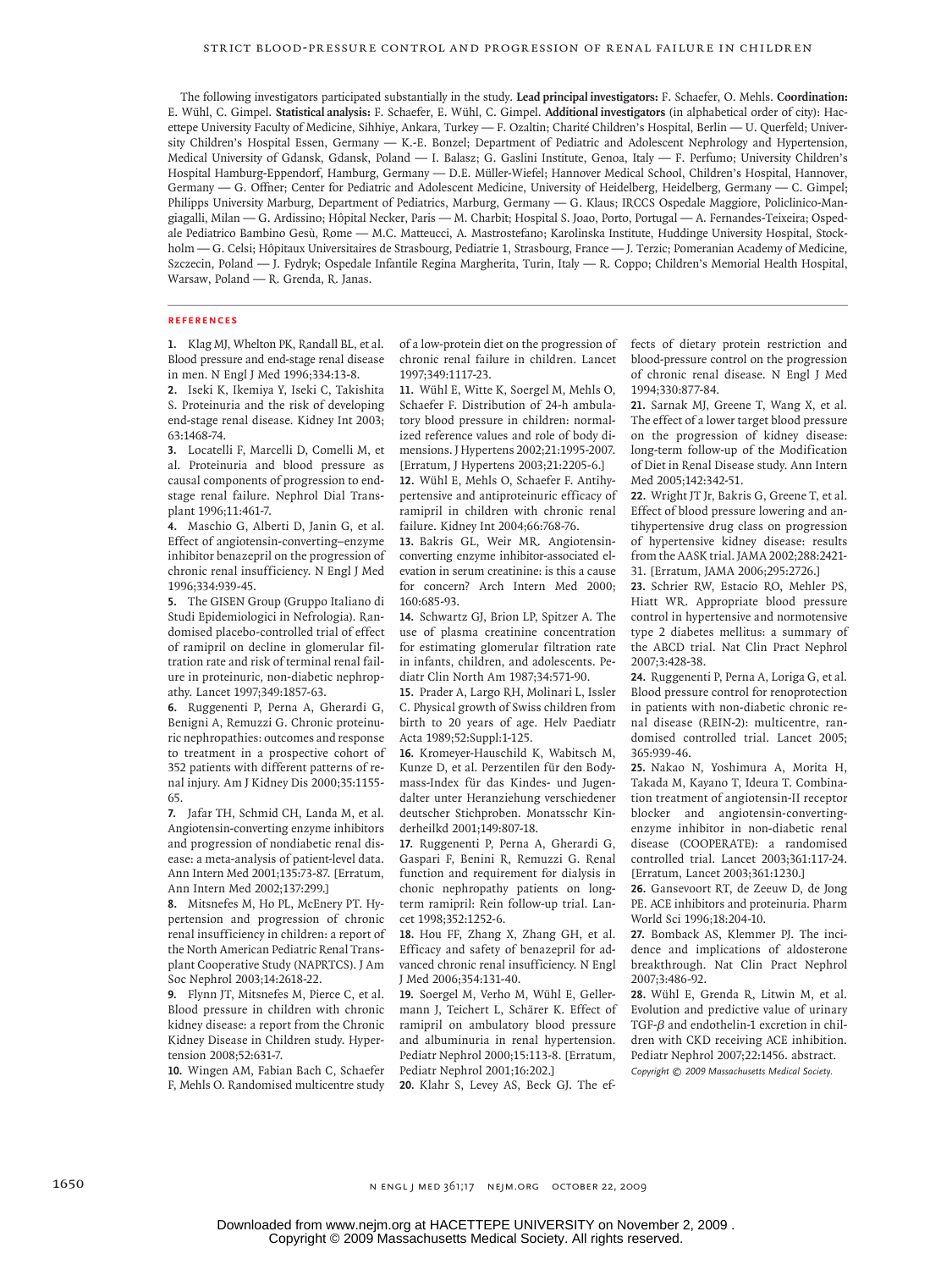The following investigators participated substantially in the study. **Lead principal investigators:** F. Schaefer, O. Mehls. **Coordination:** E. Wühl, C. Gimpel. **Statistical analysis:** F. Schaefer, E. Wühl, C. Gimpel. **Additional investigators** (in alphabetical order of city): Hacettepe University Faculty of Medicine, Sihhiye, Ankara, Turkey — F. Ozaltin; Charité Children's Hospital, Berlin — U. Querfeld; University Children's Hospital Essen, Germany — K.-E. Bonzel; Department of Pediatric and Adolescent Nephrology and Hypertension, Medical University of Gdansk, Gdansk, Poland — I. Balasz; G. Gaslini Institute, Genoa, Italy — F. Perfumo; University Children's Hospital Hamburg-Eppendorf, Hamburg, Germany — D.E. Müller-Wiefel; Hannover Medical School, Children's Hospital, Hannover, Germany — G. Offner; Center for Pediatric and Adolescent Medicine, University of Heidelberg, Heidelberg, Germany — C. Gimpel; Philipps University Marburg, Department of Pediatrics, Marburg, Germany — G. Klaus; IRCCS Ospedale Maggiore, Policlinico-Mangiagalli, Milan — G. Ardissino; Hôpital Necker, Paris — M. Charbit; Hospital S. Joao, Porto, Portugal — A. Fernandes-Teixeira; Ospedale Pediatrico Bambino Gesù, Rome — M.C. Matteucci, A. Mastrostefano; Karolinska Institute, Huddinge University Hospital, Stockholm — G. Celsi; Hôpitaux Universitaires de Strasbourg, Pediatrie 1, Strasbourg, France — J. Terzic; Pomeranian Academy of Medicine, Szczecin, Poland — J. Fydryk; Ospedale Infantile Regina Margherita, Turin, Italy — R. Coppo; Children's Memorial Health Hospital, Warsaw, Poland — R. Grenda, R. Janas.

## References

1. Klag MJ, Whelton PK, Randall BL, et al. Blood pressure and end-stage renal disease in men. N Engl J Med 1996;334:13-8.
2. Iseki K, Ikemiya Y, Iseki C, Takishita S. Proteinuria and the risk of developing end-stage renal disease. Kidney Int 2003;63:1468-74.
3. Locatelli F, Marcelli D, Comelli M, et al. Proteinuria and blood pressure as causal components of progression to end-stage renal failure. Nephrol Dial Transplant 1996;11:461-7.
4. Maschio G, Alberti D, Janin G, et al. Effect of angiotensin-converting–enzyme inhibitor benazepril on the progression of chronic renal insufficiency. N Engl J Med 1996;334:939-45.
5. The GISEN Group (Gruppo Italiano di Studi Epidemiologici in Nefrologia). Randomised placebo-controlled trial of effect of ramipril on decline in glomerular filtration rate and risk of terminal renal failure in proteinuric, non-diabetic nephropathy. Lancet 1997;349:1857-63.
6. Ruggenenti P, Perna A, Gherardi G, Benigni A, Remuzzi G. Chronic proteinuric nephropathies: outcomes and response to treatment in a prospective cohort of 352 patients with different patterns of renal injury. Am J Kidney Dis 2000;35:1155-65.
7. Jafar TH, Schmid CH, Landa M, et al. Angiotensin-converting enzyme inhibitors and progression of nondiabetic renal disease: a meta-analysis of patient-level data. Ann Intern Med 2001;135:73-87. [Erratum, Ann Intern Med 2002;137:299.]
8. Mitsnefes M, Ho PL, McEnery PT. Hypertension and progression of chronic renal insufficiency in children: a report of the North American Pediatric Renal Transplant Cooperative Study (NAPRTCS). J Am Soc Nephrol 2003;14:2618-22.
9. Flynn JT, Mitsnefes M, Pierce C, et al. Blood pressure in children with chronic kidney disease: a report from the Chronic Kidney Disease in Children study. Hypertension 2008;52:631-7.
10. Wingen AM, Fabian Bach C, Schaefer F, Mehls O. Randomised multicentre study of a low-protein diet on the progression of chronic renal failure in children. Lancet 1997;349:1117-23.
11. Wühl E, Witte K, Soergel M, Mehls O, Schaefer F. Distribution of 24-h ambulatory blood pressure in children: normalized reference values and role of body dimensions. J Hypertens 2002;21:1995-2007. [Erratum, J Hypertens 2003;21:2205-6.]
12. Wühl E, Mehls O, Schaefer F. Antihypertensive and antiproteinuric efficacy of ramipril in children with chronic renal failure. Kidney Int 2004;66:768-76.
13. Bakris GL, Weir MR. Angiotensin-converting enzyme inhibitor-associated elevation in serum creatinine: is this a cause for concern? Arch Intern Med 2000;160:685-93.
14. Schwartz GJ, Brion LP, Spitzer A. The use of plasma creatinine concentration for estimating glomerular filtration rate in infants, children, and adolescents. Pediatr Clin North Am 1987;34:571-90.
15. Prader A, Largo RH, Molinari L, Issler C. Physical growth of Swiss children from birth to 20 years of age. Helv Paediatr Acta 1989;52:Suppl:1-125.
16. Kromeyer-Hauschild K, Wabitsch M, Kunze D, et al. Perzentilen für den Body-mass-Index für das Kindes- und Jugendalter unter Heranziehung verschiedener deutscher Stichproben. Monatsschr Kinderheilkd 2001;149:807-18.
17. Ruggenenti P, Perna A, Gherardi G, Gaspari F, Benini R, Remuzzi G. Renal function and requirement for dialysis in chonic nephropathy patients on long-term ramipril: Rein follow-up trial. Lancet 1998;352:1252-6.
18. Hou FF, Zhang X, Zhang GH, et al. Efficacy and safety of benazepril for advanced chronic renal insufficiency. N Engl J Med 2006;354:131-40.
19. Soergel M, Verho M, Wühl E, Gellermann J, Teichert L, Schärer K. Effect of ramipril on ambulatory blood pressure and albuminuria in renal hypertension. Pediatr Nephrol 2000;15:113-8. [Erratum, Pediatr Nephrol 2001;16:202.]
20. Klahr S, Levey AS, Beck GJ. The effects of dietary protein restriction and blood-pressure control on the progression of chronic renal disease. N Engl J Med 1994;330:877-84.
21. Sarnak MJ, Greene T, Wang X, et al. The effect of a lower target blood pressure on the progression of kidney disease: long-term follow-up of the Modification of Diet in Renal Disease study. Ann Intern Med 2005;142:342-51.
22. Wright JT Jr, Bakris G, Greene T, et al. Effect of blood pressure lowering and antihypertensive drug class on progression of hypertensive kidney disease: results from the AASK trial. JAMA 2002;288:2421-31. [Erratum, JAMA 2006;295:2726.]
23. Schrier RW, Estacio RO, Mehler PS, Hiatt WR. Appropriate blood pressure control in hypertensive and normotensive type 2 diabetes mellitus: a summary of the ABCD trial. Nat Clin Pract Nephrol 2007;3:428-38.
24. Ruggenenti P, Perna A, Loriga G, et al. Blood pressure control for renoprotection in patients with non-diabetic chronic renal disease (REIN-2): multicentre, randomised controlled trial. Lancet 2005;365:939-46.
25. Nakao N, Yoshimura A, Morita H, Takada M, Kayano T, Ideura T. Combination treatment of angiotensin-II receptor blocker and angiotensin-converting-enzyme inhibitor in non-diabetic renal disease (COOPERATE): a randomised controlled trial. Lancet 2003;361:117-24. [Erratum, Lancet 2003;361:1230.]
26. Gansevoort RT, de Zeeuw D, de Jong PE. ACE inhibitors and proteinuria. Pharm World Sci 1996;18:204-10.
27. Bomback AS, Klemmer PJ. The incidence and implications of aldosterone breakthrough. Nat Clin Pract Nephrol 2007;3:486-92.
28. Wühl E, Grenda R, Litwin M, et al. Evolution and predictive value of urinary TGF-$\beta$ and endothelin-1 excretion in children with CKD receiving ACE inhibition. Pediatr Nephrol 2007;22:1456. abstract.

*Copyright © 2009 Massachusetts Medical Society.*